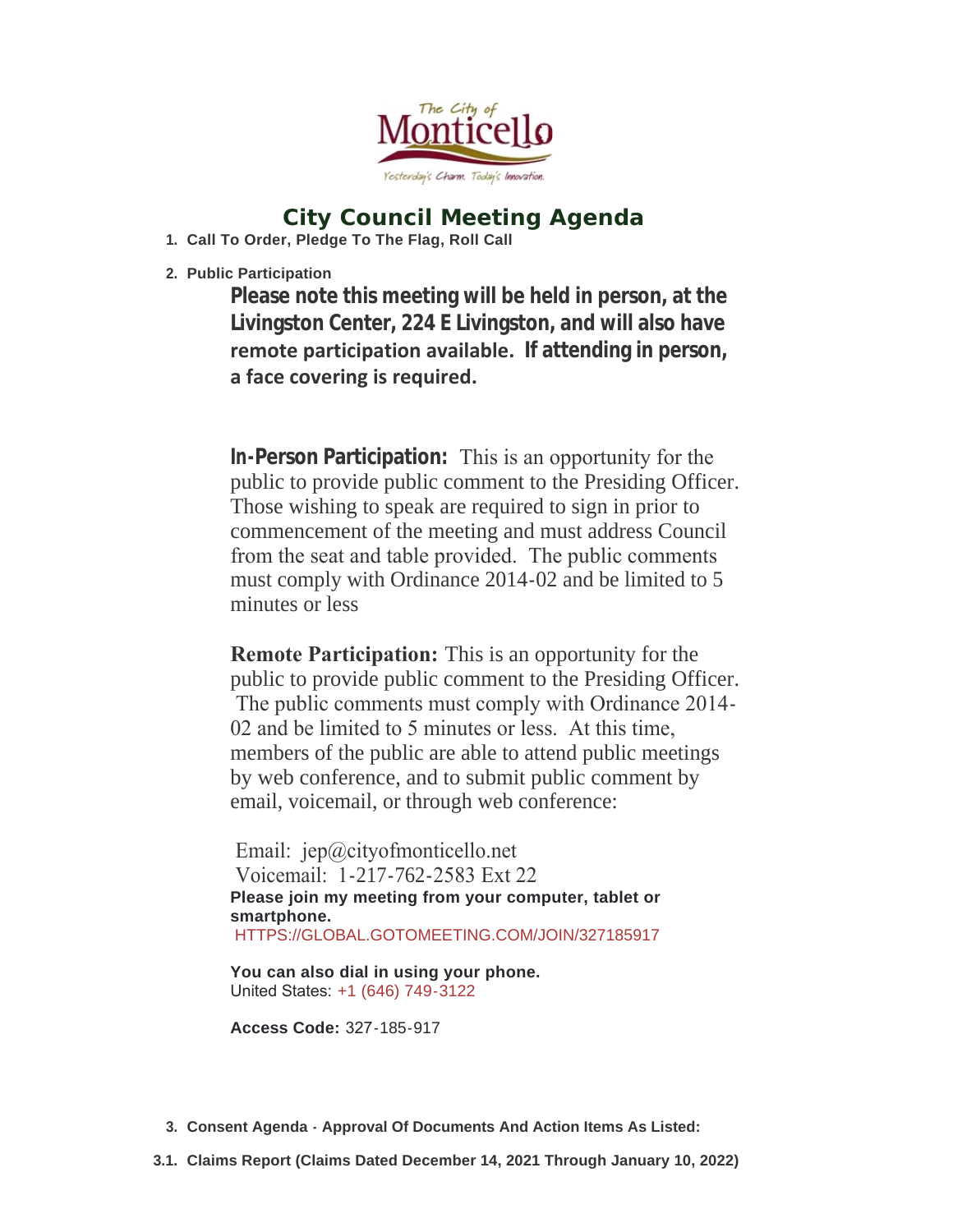# City Council Meeting Agenda

1. **Call To Order, Pledge To The Flag, Roll Call**

2. **Public Participation**

   **Please note this meeting will be held in person, at the Livingston Center, 224 E Livingston, and will also have remote participation available. If attending in person, a face covering is required.**

   **In-Person Participation:** This is an opportunity for the public to provide public comment to the Presiding Officer. Those wishing to speak are required to sign in prior to commencement of the meeting and must address Council from the seat and table provided. The public comments must comply with Ordinance 2014-02 and be limited to 5 minutes or less

   **Remote Participation:** This is an opportunity for the public to provide public comment to the Presiding Officer. The public comments must comply with Ordinance 2014-02 and be limited to 5 minutes or less. At this time, members of the public are able to attend public meetings by web conference, and to submit public comment by email, voicemail, or through web conference:

   Email: jep@cityofmonticello.net
   Voicemail: 1-217-762-2583 Ext 22
   **Please join my meeting from your computer, tablet or smartphone.**
   HTTPS://GLOBAL.GOTOMEETING.COM/JOIN/327185917

   **You can also dial in using your phone.**
   United States: +1 (646) 749-3122

   **Access Code:** 327-185-917

3. **Consent Agenda - Approval Of Documents And Action Items As Listed:**

3.1. **Claims Report (Claims Dated December 14, 2021 Through January 10, 2022)**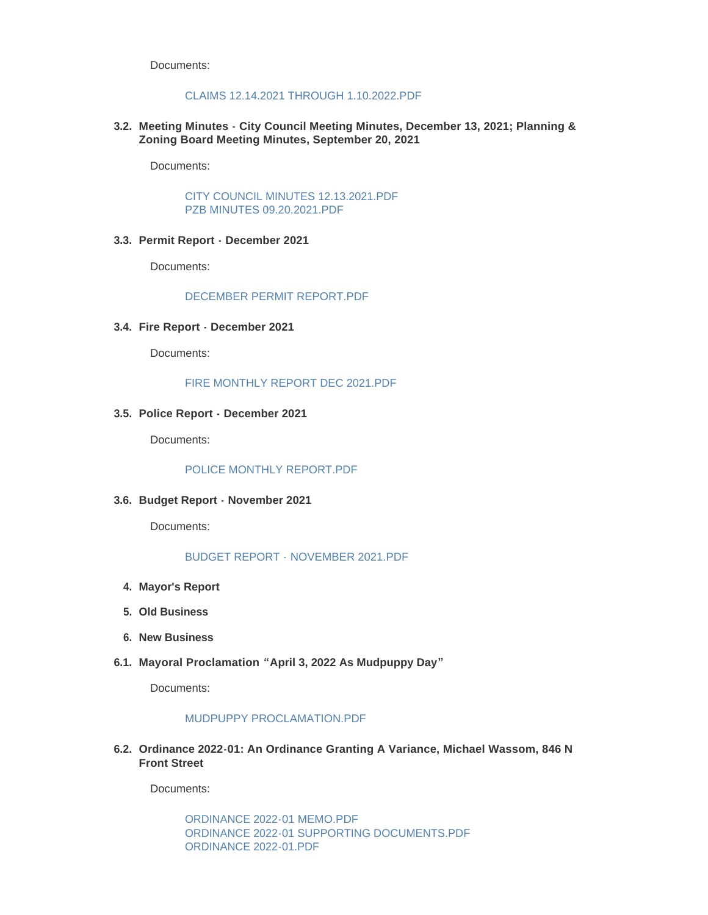Documents:

CLAIMS 12.14.2021 THROUGH 1.10.2022.PDF

**3.2. Meeting Minutes - City Council Meeting Minutes, December 13, 2021; Planning & Zoning Board Meeting Minutes, September 20, 2021**

Documents:

CITY COUNCIL MINUTES 12.13.2021.PDF
PZB MINUTES 09.20.2021.PDF

**3.3. Permit Report - December 2021**

Documents:

DECEMBER PERMIT REPORT.PDF

**3.4. Fire Report - December 2021**

Documents:

FIRE MONTHLY REPORT DEC 2021.PDF

**3.5. Police Report - December 2021**

Documents:

POLICE MONTHLY REPORT.PDF

**3.6. Budget Report - November 2021**

Documents:

BUDGET REPORT - NOVEMBER 2021.PDF

**4. Mayor's Report**

**5. Old Business**

**6. New Business**

**6.1. Mayoral Proclamation "April 3, 2022 As Mudpuppy Day"**

Documents:

MUDPUPPY PROCLAMATION.PDF

**6.2. Ordinance 2022-01: An Ordinance Granting A Variance, Michael Wassom, 846 N Front Street**

Documents:

ORDINANCE 2022-01 MEMO.PDF
ORDINANCE 2022-01 SUPPORTING DOCUMENTS.PDF
ORDINANCE 2022-01.PDF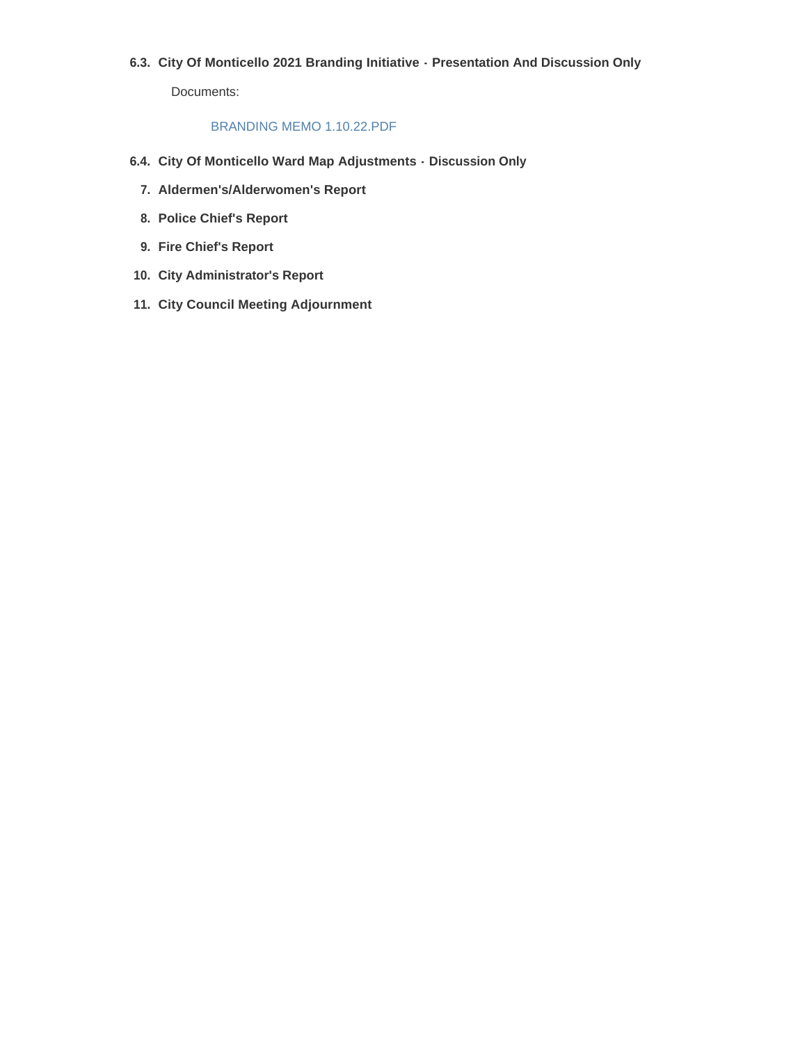**6.3. City Of Monticello 2021 Branding Initiative - Presentation And Discussion Only**

Documents:

BRANDING MEMO 1.10.22.PDF

**6.4. City Of Monticello Ward Map Adjustments - Discussion Only**

**7. Aldermen's/Alderwomen's Report**

**8. Police Chief's Report**

**9. Fire Chief's Report**

**10. City Administrator's Report**

**11. City Council Meeting Adjournment**